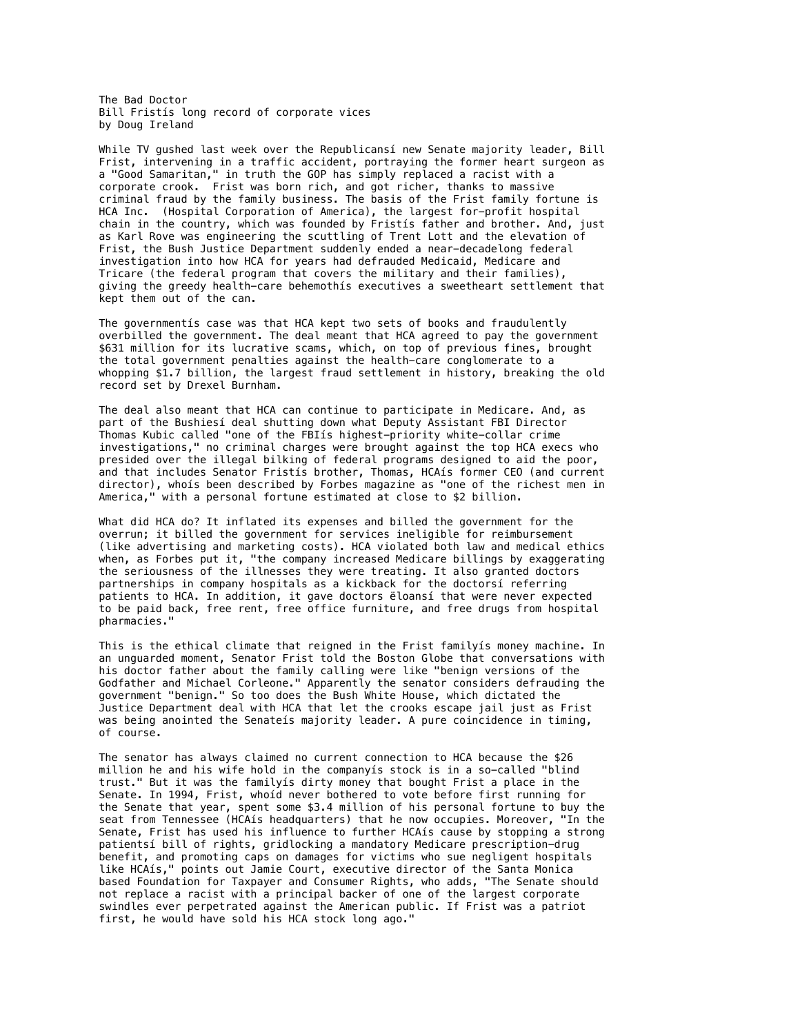# The Bad Doctor

## Bill Fristís long record of corporate vices

by Doug Ireland

While TV gushed last week over the Republicansí new Senate majority leader, Bill Frist, intervening in a traffic accident, portraying the former heart surgeon as a "Good Samaritan," in truth the GOP has simply replaced a racist with a corporate crook. Frist was born rich, and got richer, thanks to massive criminal fraud by the family business. The basis of the Frist family fortune is HCA Inc. (Hospital Corporation of America), the largest for-profit hospital chain in the country, which was founded by Fristís father and brother. And, just as Karl Rove was engineering the scuttling of Trent Lott and the elevation of Frist, the Bush Justice Department suddenly ended a near-decadelong federal investigation into how HCA for years had defrauded Medicaid, Medicare and Tricare (the federal program that covers the military and their families), giving the greedy health-care behemothís executives a sweetheart settlement that kept them out of the can.

The governmentís case was that HCA kept two sets of books and fraudulently overbilled the government. The deal meant that HCA agreed to pay the government $631 million for its lucrative scams, which, on top of previous fines, brought the total government penalties against the health-care conglomerate to a whopping $1.7 billion, the largest fraud settlement in history, breaking the old record set by Drexel Burnham.

The deal also meant that HCA can continue to participate in Medicare. And, as part of the Bushiesí deal shutting down what Deputy Assistant FBI Director Thomas Kubic called "one of the FBIís highest-priority white-collar crime investigations," no criminal charges were brought against the top HCA execs who presided over the illegal bilking of federal programs designed to aid the poor, and that includes Senator Fristís brother, Thomas, HCAís former CEO (and current director), whoís been described by Forbes magazine as "one of the richest men in America," with a personal fortune estimated at close to $2 billion.

What did HCA do? It inflated its expenses and billed the government for the overrun; it billed the government for services ineligible for reimbursement (like advertising and marketing costs). HCA violated both law and medical ethics when, as Forbes put it, "the company increased Medicare billings by exaggerating the seriousness of the illnesses they were treating. It also granted doctors partnerships in company hospitals as a kickback for the doctorsí referring patients to HCA. In addition, it gave doctors ëloansí that were never expected to be paid back, free rent, free office furniture, and free drugs from hospital pharmacies."

This is the ethical climate that reigned in the Frist familyís money machine. In an unguarded moment, Senator Frist told the Boston Globe that conversations with his doctor father about the family calling were like "benign versions of the Godfather and Michael Corleone." Apparently the senator considers defrauding the government "benign." So too does the Bush White House, which dictated the Justice Department deal with HCA that let the crooks escape jail just as Frist was being anointed the Senateís majority leader. A pure coincidence in timing, of course.

The senator has always claimed no current connection to HCA because the $26 million he and his wife hold in the companyís stock is in a so-called "blind trust." But it was the familyís dirty money that bought Frist a place in the Senate. In 1994, Frist, whoíd never bothered to vote before first running for the Senate that year, spent some $3.4 million of his personal fortune to buy the seat from Tennessee (HCAís headquarters) that he now occupies. Moreover, "In the Senate, Frist has used his influence to further HCAís cause by stopping a strong patientsí bill of rights, gridlocking a mandatory Medicare prescription-drug benefit, and promoting caps on damages for victims who sue negligent hospitals like HCAís," points out Jamie Court, executive director of the Santa Monica based Foundation for Taxpayer and Consumer Rights, who adds, "The Senate should not replace a racist with a principal backer of one of the largest corporate swindles ever perpetrated against the American public. If Frist was a patriot first, he would have sold his HCA stock long ago."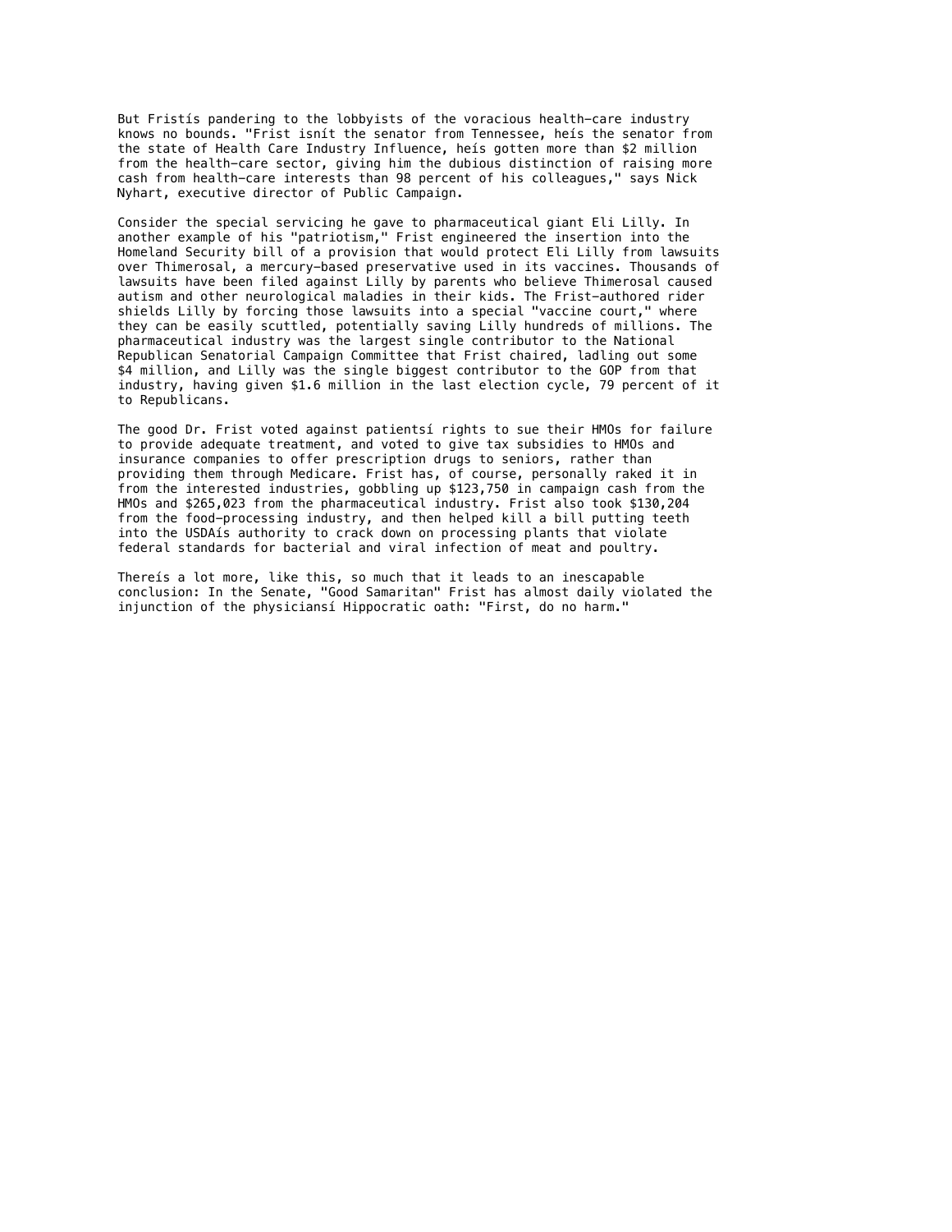But Fristís pandering to the lobbyists of the voracious health-care industry knows no bounds. "Frist isnít the senator from Tennessee, heís the senator from the state of Health Care Industry Influence, heís gotten more than $2 million from the health-care sector, giving him the dubious distinction of raising more cash from health-care interests than 98 percent of his colleagues," says Nick Nyhart, executive director of Public Campaign.

Consider the special servicing he gave to pharmaceutical giant Eli Lilly. In another example of his "patriotism," Frist engineered the insertion into the Homeland Security bill of a provision that would protect Eli Lilly from lawsuits over Thimerosal, a mercury-based preservative used in its vaccines. Thousands of lawsuits have been filed against Lilly by parents who believe Thimerosal caused autism and other neurological maladies in their kids. The Frist-authored rider shields Lilly by forcing those lawsuits into a special "vaccine court," where they can be easily scuttled, potentially saving Lilly hundreds of millions. The pharmaceutical industry was the largest single contributor to the National Republican Senatorial Campaign Committee that Frist chaired, ladling out some $4 million, and Lilly was the single biggest contributor to the GOP from that industry, having given $1.6 million in the last election cycle, 79 percent of it to Republicans.

The good Dr. Frist voted against patientsí rights to sue their HMOs for failure to provide adequate treatment, and voted to give tax subsidies to HMOs and insurance companies to offer prescription drugs to seniors, rather than providing them through Medicare. Frist has, of course, personally raked it in from the interested industries, gobbling up $123,750 in campaign cash from the HMOs and $265,023 from the pharmaceutical industry. Frist also took $130,204 from the food-processing industry, and then helped kill a bill putting teeth into the USDAís authority to crack down on processing plants that violate federal standards for bacterial and viral infection of meat and poultry.

Thereís a lot more, like this, so much that it leads to an inescapable conclusion: In the Senate, "Good Samaritan" Frist has almost daily violated the injunction of the physiciansí Hippocratic oath: "First, do no harm."